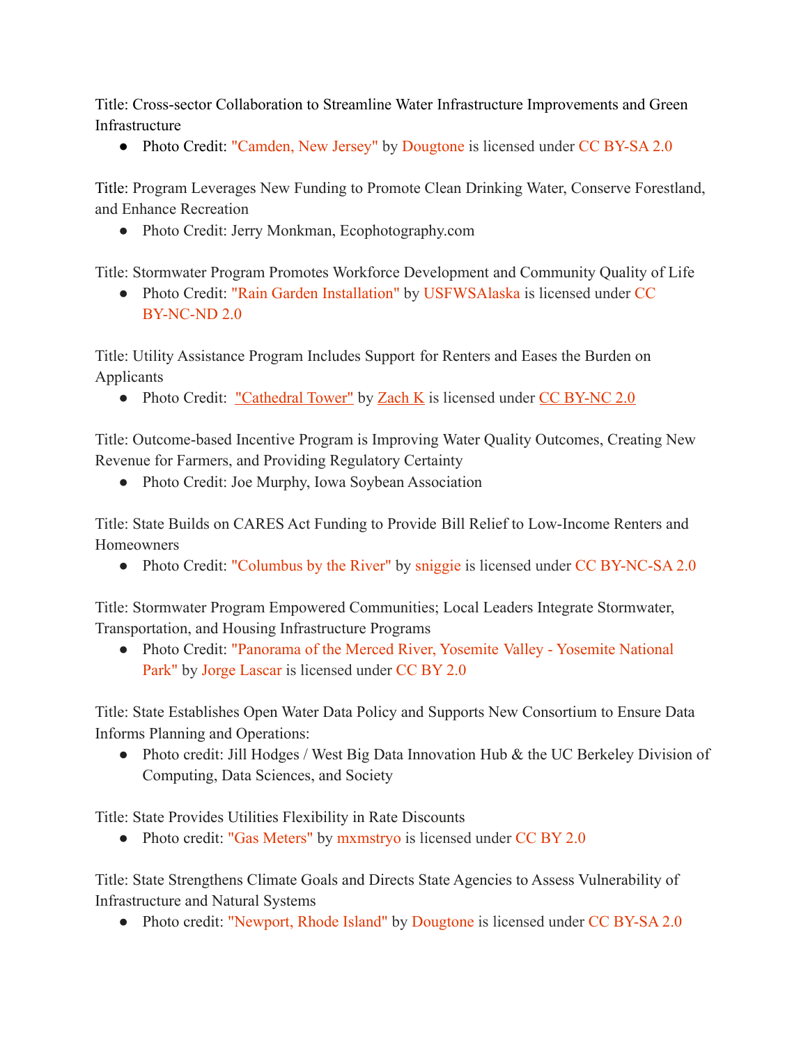Title: Cross-sector Collaboration to Streamline Water Infrastructure Improvements and Green Infrastructure

- Photo Credit: "Camden, New Jersey" by Dougtone is licensed under CC BY-SA 2.0

Title: Program Leverages New Funding to Promote Clean Drinking Water, Conserve Forestland, and Enhance Recreation

- Photo Credit: Jerry Monkman, Ecophotography.com

Title: Stormwater Program Promotes Workforce Development and Community Quality of Life

- Photo Credit: "Rain Garden Installation" by USFWSAlaska is licensed under CC BY-NC-ND 2.0

Title: Utility Assistance Program Includes Support for Renters and Eases the Burden on Applicants

- Photo Credit: "Cathedral Tower" by Zach K is licensed under CC BY-NC 2.0

Title: Outcome-based Incentive Program is Improving Water Quality Outcomes, Creating New Revenue for Farmers, and Providing Regulatory Certainty

- Photo Credit: Joe Murphy, Iowa Soybean Association

Title: State Builds on CARES Act Funding to Provide Bill Relief to Low-Income Renters and Homeowners

- Photo Credit: "Columbus by the River" by sniggie is licensed under CC BY-NC-SA 2.0

Title: Stormwater Program Empowered Communities; Local Leaders Integrate Stormwater, Transportation, and Housing Infrastructure Programs

- Photo Credit: "Panorama of the Merced River, Yosemite Valley - Yosemite National Park" by Jorge Lascar is licensed under CC BY 2.0

Title: State Establishes Open Water Data Policy and Supports New Consortium to Ensure Data Informs Planning and Operations:

- Photo credit: Jill Hodges / West Big Data Innovation Hub & the UC Berkeley Division of Computing, Data Sciences, and Society

Title: State Provides Utilities Flexibility in Rate Discounts

- Photo credit: "Gas Meters" by mxmstryo is licensed under CC BY 2.0

Title: State Strengthens Climate Goals and Directs State Agencies to Assess Vulnerability of Infrastructure and Natural Systems

- Photo credit: "Newport, Rhode Island" by Dougtone is licensed under CC BY-SA 2.0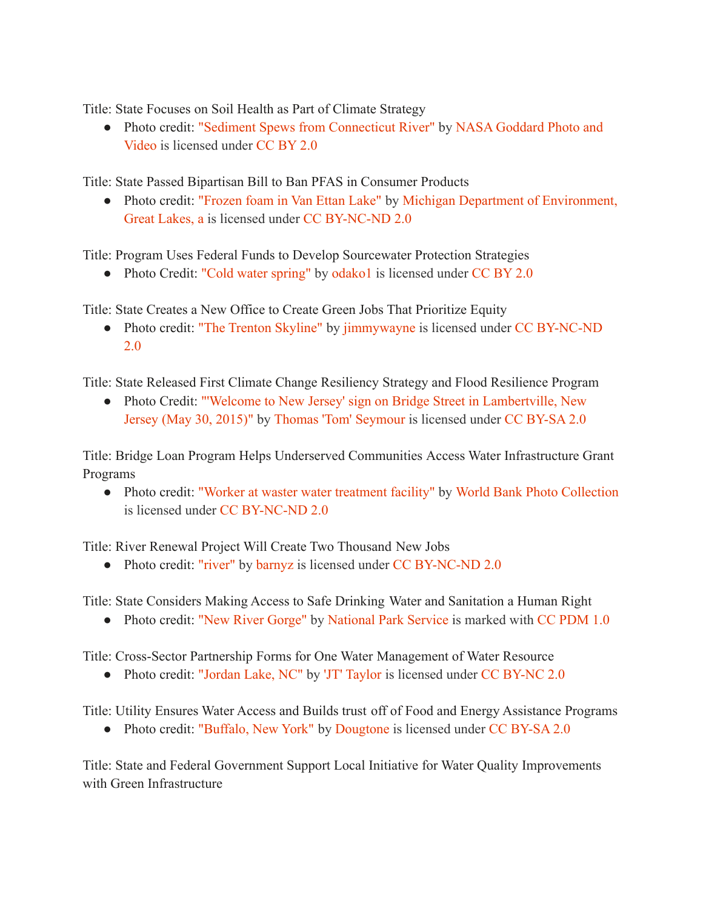Title: State Focuses on Soil Health as Part of Climate Strategy

- Photo credit: "Sediment Spews from Connecticut River" by NASA Goddard Photo and Video is licensed under CC BY 2.0

Title: State Passed Bipartisan Bill to Ban PFAS in Consumer Products

- Photo credit: "Frozen foam in Van Ettan Lake" by Michigan Department of Environment, Great Lakes, a is licensed under CC BY-NC-ND 2.0

Title: Program Uses Federal Funds to Develop Sourcewater Protection Strategies

- Photo Credit: "Cold water spring" by odako1 is licensed under CC BY 2.0

Title: State Creates a New Office to Create Green Jobs That Prioritize Equity

- Photo credit: "The Trenton Skyline" by jimmywayne is licensed under CC BY-NC-ND 2.0

Title: State Released First Climate Change Resiliency Strategy and Flood Resilience Program

- Photo Credit: "'Welcome to New Jersey' sign on Bridge Street in Lambertville, New Jersey (May 30, 2015)" by Thomas 'Tom' Seymour is licensed under CC BY-SA 2.0

Title: Bridge Loan Program Helps Underserved Communities Access Water Infrastructure Grant Programs

- Photo credit: "Worker at waster water treatment facility" by World Bank Photo Collection is licensed under CC BY-NC-ND 2.0

Title: River Renewal Project Will Create Two Thousand New Jobs

- Photo credit: "river" by barnyz is licensed under CC BY-NC-ND 2.0

Title: State Considers Making Access to Safe Drinking Water and Sanitation a Human Right

- Photo credit: "New River Gorge" by National Park Service is marked with CC PDM 1.0

Title: Cross-Sector Partnership Forms for One Water Management of Water Resource

- Photo credit: "Jordan Lake, NC" by 'JT' Taylor is licensed under CC BY-NC 2.0

Title: Utility Ensures Water Access and Builds trust off of Food and Energy Assistance Programs

- Photo credit: "Buffalo, New York" by Dougtone is licensed under CC BY-SA 2.0

Title: State and Federal Government Support Local Initiative for Water Quality Improvements with Green Infrastructure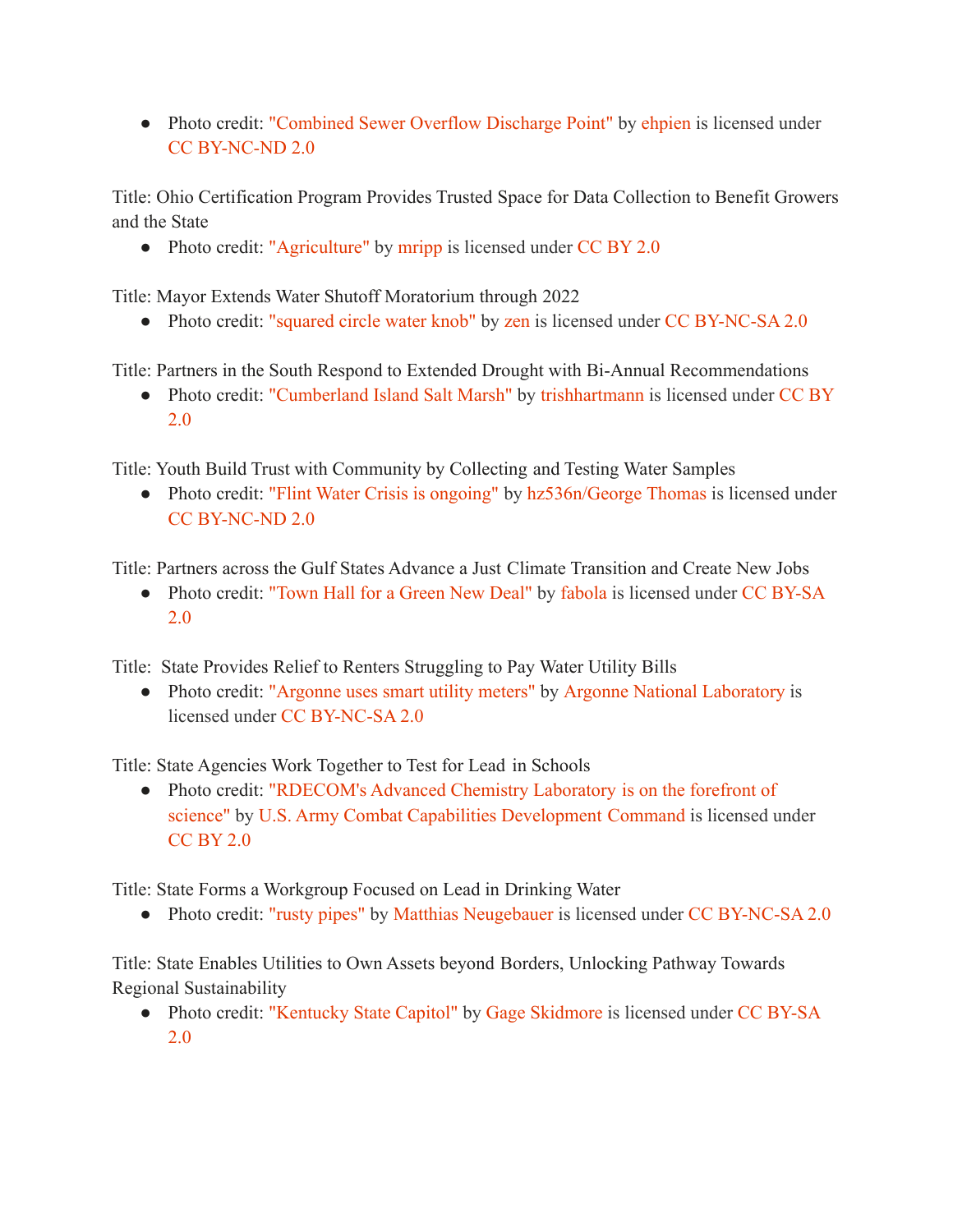- Photo credit: "Combined Sewer Overflow Discharge Point" by ehpien is licensed under CC BY-NC-ND 2.0

Title: Ohio Certification Program Provides Trusted Space for Data Collection to Benefit Growers and the State

- Photo credit: "Agriculture" by mripp is licensed under CC BY 2.0

Title: Mayor Extends Water Shutoff Moratorium through 2022

- Photo credit: "squared circle water knob" by zen is licensed under CC BY-NC-SA 2.0

Title: Partners in the South Respond to Extended Drought with Bi-Annual Recommendations

- Photo credit: "Cumberland Island Salt Marsh" by trishhartmann is licensed under CC BY 2.0

Title: Youth Build Trust with Community by Collecting and Testing Water Samples

- Photo credit: "Flint Water Crisis is ongoing" by hz536n/George Thomas is licensed under CC BY-NC-ND 2.0

Title: Partners across the Gulf States Advance a Just Climate Transition and Create New Jobs

- Photo credit: "Town Hall for a Green New Deal" by fabola is licensed under CC BY-SA 2.0

Title: State Provides Relief to Renters Struggling to Pay Water Utility Bills

- Photo credit: "Argonne uses smart utility meters" by Argonne National Laboratory is licensed under CC BY-NC-SA 2.0

Title: State Agencies Work Together to Test for Lead in Schools

- Photo credit: "RDECOM's Advanced Chemistry Laboratory is on the forefront of science" by U.S. Army Combat Capabilities Development Command is licensed under CC BY 2.0

Title: State Forms a Workgroup Focused on Lead in Drinking Water

- Photo credit: "rusty pipes" by Matthias Neugebauer is licensed under CC BY-NC-SA 2.0

Title: State Enables Utilities to Own Assets beyond Borders, Unlocking Pathway Towards Regional Sustainability

- Photo credit: "Kentucky State Capitol" by Gage Skidmore is licensed under CC BY-SA 2.0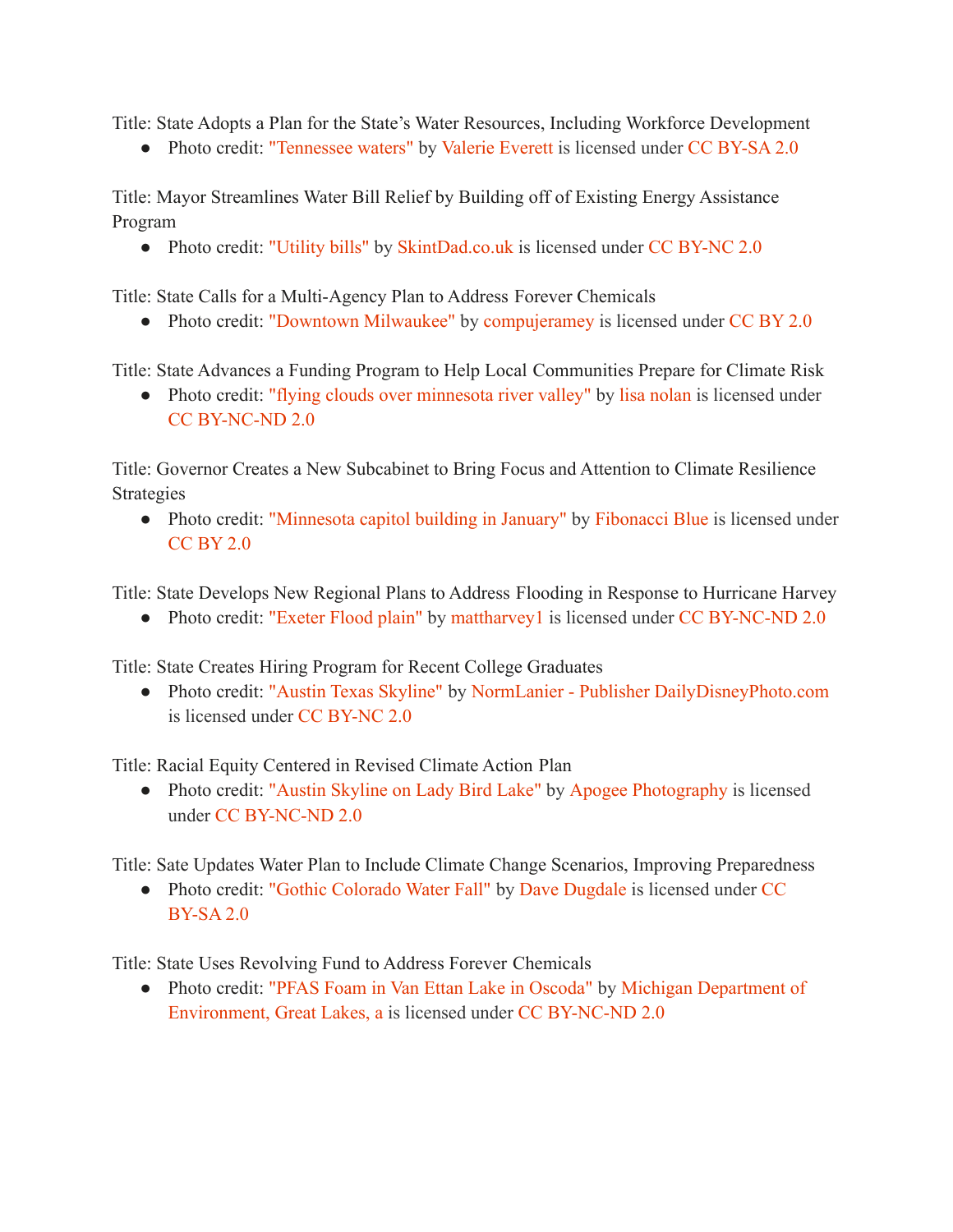Title: State Adopts a Plan for the State's Water Resources, Including Workforce Development

- Photo credit: "Tennessee waters" by Valerie Everett is licensed under CC BY-SA 2.0

Title: Mayor Streamlines Water Bill Relief by Building off of Existing Energy Assistance Program

- Photo credit: "Utility bills" by SkintDad.co.uk is licensed under CC BY-NC 2.0

Title: State Calls for a Multi-Agency Plan to Address Forever Chemicals

- Photo credit: "Downtown Milwaukee" by compujeramey is licensed under CC BY 2.0

Title: State Advances a Funding Program to Help Local Communities Prepare for Climate Risk

- Photo credit: "flying clouds over minnesota river valley" by lisa nolan is licensed under CC BY-NC-ND 2.0

Title: Governor Creates a New Subcabinet to Bring Focus and Attention to Climate Resilience Strategies

- Photo credit: "Minnesota capitol building in January" by Fibonacci Blue is licensed under CC BY 2.0

Title: State Develops New Regional Plans to Address Flooding in Response to Hurricane Harvey

- Photo credit: "Exeter Flood plain" by mattharvey1 is licensed under CC BY-NC-ND 2.0

Title: State Creates Hiring Program for Recent College Graduates

- Photo credit: "Austin Texas Skyline" by NormLanier - Publisher DailyDisneyPhoto.com is licensed under CC BY-NC 2.0

Title: Racial Equity Centered in Revised Climate Action Plan

- Photo credit: "Austin Skyline on Lady Bird Lake" by Apogee Photography is licensed under CC BY-NC-ND 2.0

Title: Sate Updates Water Plan to Include Climate Change Scenarios, Improving Preparedness

- Photo credit: "Gothic Colorado Water Fall" by Dave Dugdale is licensed under CC BY-SA 2.0

Title: State Uses Revolving Fund to Address Forever Chemicals

- Photo credit: "PFAS Foam in Van Ettan Lake in Oscoda" by Michigan Department of Environment, Great Lakes, a is licensed under CC BY-NC-ND 2.0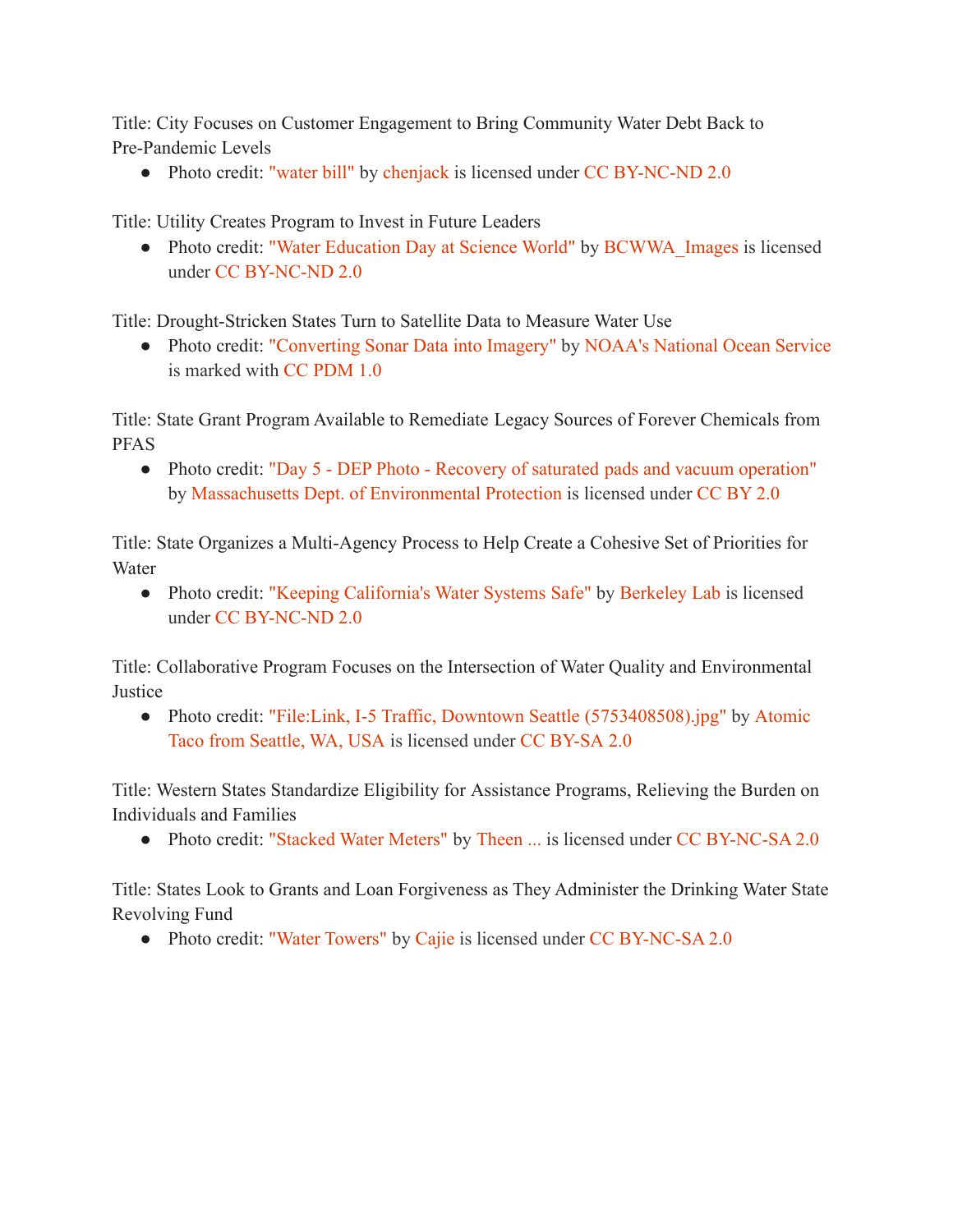Title: City Focuses on Customer Engagement to Bring Community Water Debt Back to Pre-Pandemic Levels

- Photo credit: "water bill" by chenjack is licensed under CC BY-NC-ND 2.0

Title: Utility Creates Program to Invest in Future Leaders

- Photo credit: "Water Education Day at Science World" by BCWWA_Images is licensed under CC BY-NC-ND 2.0

Title: Drought-Stricken States Turn to Satellite Data to Measure Water Use

- Photo credit: "Converting Sonar Data into Imagery" by NOAA's National Ocean Service is marked with CC PDM 1.0

Title: State Grant Program Available to Remediate Legacy Sources of Forever Chemicals from PFAS

- Photo credit: "Day 5 - DEP Photo - Recovery of saturated pads and vacuum operation" by Massachusetts Dept. of Environmental Protection is licensed under CC BY 2.0

Title: State Organizes a Multi-Agency Process to Help Create a Cohesive Set of Priorities for Water

- Photo credit: "Keeping California's Water Systems Safe" by Berkeley Lab is licensed under CC BY-NC-ND 2.0

Title: Collaborative Program Focuses on the Intersection of Water Quality and Environmental Justice

- Photo credit: "File:Link, I-5 Traffic, Downtown Seattle (5753408508).jpg" by Atomic Taco from Seattle, WA, USA is licensed under CC BY-SA 2.0

Title: Western States Standardize Eligibility for Assistance Programs, Relieving the Burden on Individuals and Families

- Photo credit: "Stacked Water Meters" by Theen ... is licensed under CC BY-NC-SA 2.0

Title: States Look to Grants and Loan Forgiveness as They Administer the Drinking Water State Revolving Fund

- Photo credit: "Water Towers" by Cajie is licensed under CC BY-NC-SA 2.0